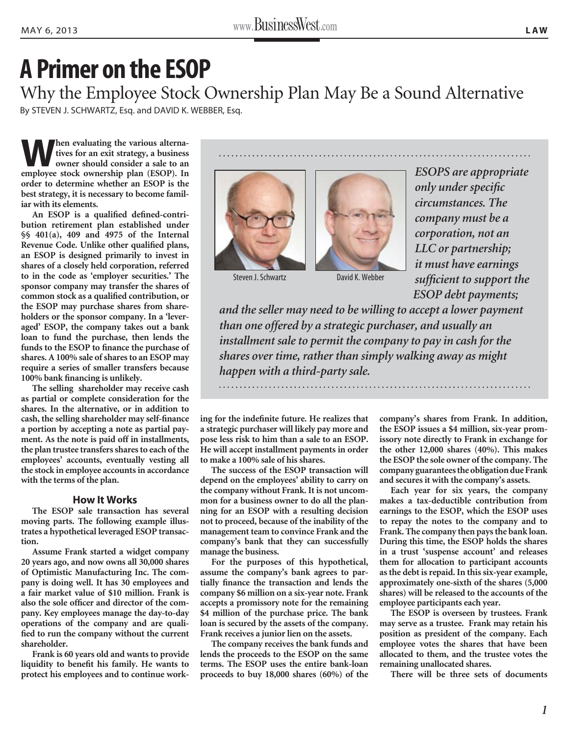# A Primer on the ESOP

## Why the Employee Stock Ownership Plan May Be a Sound Alternative

By STEVEN J. SCHWARTZ, Esq. and DAVID K. WEBBER, Esq.

**When evaluating the various alternatives for an exit strategy, a business owner should consider a sale to an employee stock ownership plan (ESOP). In order to determine whether an ESOP is the best strategy, it is necessary to become familiar with its elements.**

**An ESOP is a qualified defined-contribution retirement plan established under §§ 401(a), 409 and 4975 of the Internal Revenue Code. Unlike other qualified plans, an ESOP is designed primarily to invest in shares of a closely held corporation, referred to in the code as 'employer securities.' The sponsor company may transfer the shares of common stock as a qualified contribution, or the ESOP may purchase shares from shareholders or the sponsor company. In a 'leveraged' ESOP, the company takes out a bank loan to fund the purchase, then lends the funds to the ESOP to finance the purchase of shares. A 100% sale of shares to an ESOP may require a series of smaller transfers because 100% bank financing is unlikely.**

**The selling shareholder may receive cash as partial or complete consideration for the shares. In the alternative, or in addition to cash, the selling shareholder may self-finance a portion by accepting a note as partial payment. As the note is paid off in installments, the plan trustee transfers shares to each of the employees' accounts, eventually vesting all the stock in employee accounts in accordance with the terms of the plan.**

Steven J. Schwartz

David K. Webber

*ESOPS are appropriate only under specific circumstances. The company must be a corporation, not an LLC or partnership; it must have earnings sufficient to support the ESOP debt payments; and the seller may need to be willing to accept a lower payment than one offered by a strategic purchaser, and usually an installment sale to permit the company to pay in cash for the shares over time, rather than simply walking away as might happen with a third-party sale.*

### How It Works

**The ESOP sale transaction has several moving parts. The following example illustrates a hypothetical leveraged ESOP transaction.**

**Assume Frank started a widget company 20 years ago, and now owns all 30,000 shares of Optimistic Manufacturing Inc. The company is doing well. It has 30 employees and a fair market value of $10 million. Frank is also the sole officer and director of the company. Key employees manage the day-to-day operations of the company and are qualified to run the company without the current shareholder.**

**Frank is 60 years old and wants to provide liquidity to benefit his family. He wants to protect his employees and to continue working for the indefinite future. He realizes that a strategic purchaser will likely pay more and pose less risk to him than a sale to an ESOP. He will accept installment payments in order to make a 100% sale of his shares.**

**The success of the ESOP transaction will depend on the employees' ability to carry on the company without Frank. It is not uncommon for a business owner to do all the planning for an ESOP with a resulting decision not to proceed, because of the inability of the management team to convince Frank and the company's bank that they can successfully manage the business.**

**For the purposes of this hypothetical, assume the company's bank agrees to partially finance the transaction and lends the company $6 million on a six-year note. Frank accepts a promissory note for the remaining $4 million of the purchase price. The bank loan is secured by the assets of the company. Frank receives a junior lien on the assets.**

**The company receives the bank funds and lends the proceeds to the ESOP on the same terms. The ESOP uses the entire bank-loan proceeds to buy 18,000 shares (60%) of the company's shares from Frank. In addition, the ESOP issues a $4 million, six-year promissory note directly to Frank in exchange for the other 12,000 shares (40%). This makes the ESOP the sole owner of the company. The company guarantees the obligation due Frank and secures it with the company's assets.**

**Each year for six years, the company makes a tax-deductible contribution from earnings to the ESOP, which the ESOP uses to repay the notes to the company and to Frank. The company then pays the bank loan. During this time, the ESOP holds the shares in a trust 'suspense account' and releases them for allocation to participant accounts as the debt is repaid. In this six-year example, approximately one-sixth of the shares (5,000 shares) will be released to the accounts of the employee participants each year.**

**The ESOP is overseen by trustees. Frank may serve as a trustee. Frank may retain his position as president of the company. Each employee votes the shares that have been allocated to them, and the trustee votes the remaining unallocated shares.**

**There will be three sets of documents**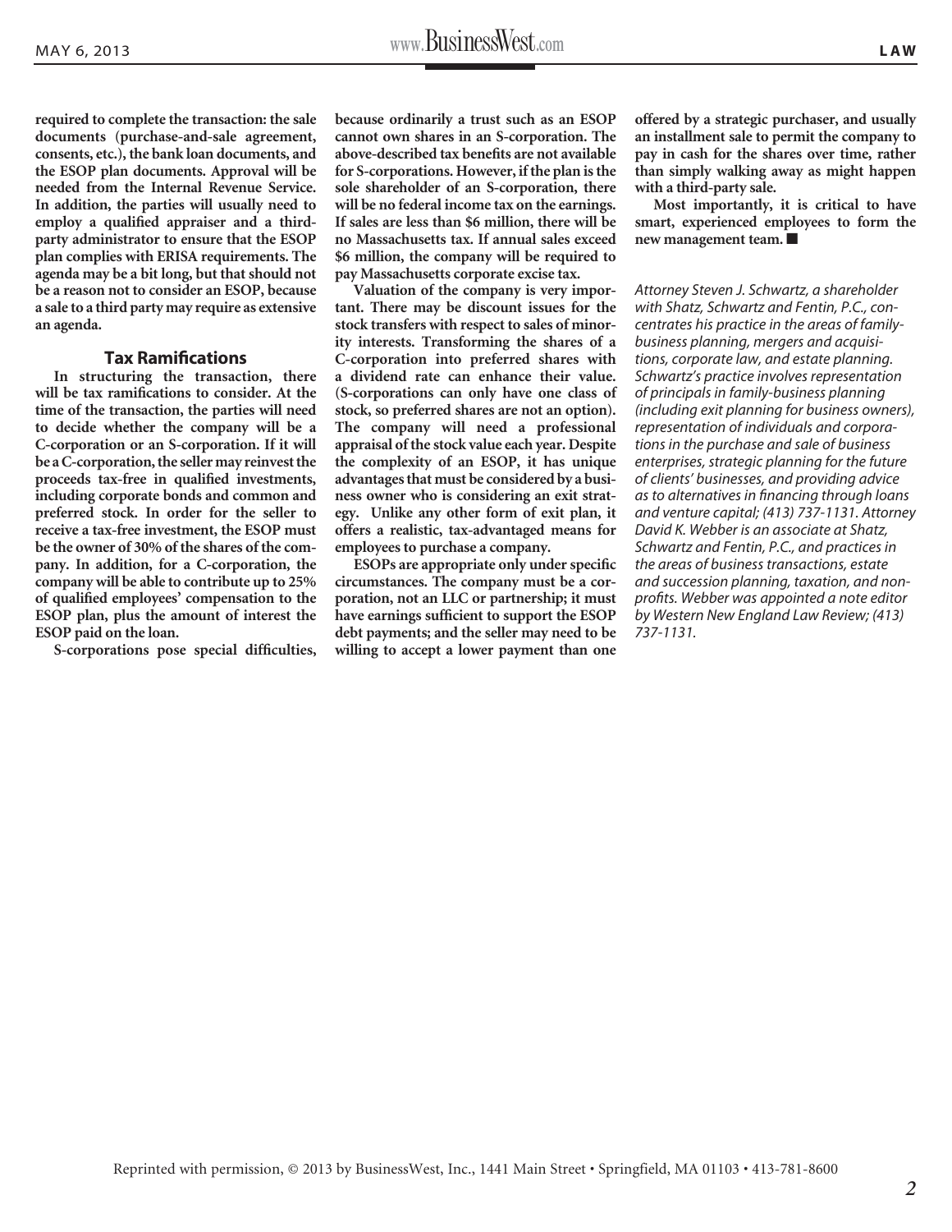**required to complete the transaction: the sale documents (purchase-and-sale agreement, consents, etc.), the bank loan documents, and the ESOP plan documents. Approval will be needed from the Internal Revenue Service. In addition, the parties will usually need to employ a qualified appraiser and a third-party administrator to ensure that the ESOP plan complies with ERISA requirements. The agenda may be a bit long, but that should not be a reason not to consider an ESOP, because a sale to a third party may require as extensive an agenda.**

### Tax Ramifications

**In structuring the transaction, there will be tax ramifications to consider. At the time of the transaction, the parties will need to decide whether the company will be a C-corporation or an S-corporation. If it will be a C-corporation, the seller may reinvest the proceeds tax-free in qualified investments, including corporate bonds and common and preferred stock. In order for the seller to receive a tax-free investment, the ESOP must be the owner of 30% of the shares of the company. In addition, for a C-corporation, the company will be able to contribute up to 25% of qualified employees' compensation to the ESOP plan, plus the amount of interest the ESOP paid on the loan.**

**S-corporations pose special difficulties, because ordinarily a trust such as an ESOP cannot own shares in an S-corporation. The above-described tax benefits are not available for S-corporations. However, if the plan is the sole shareholder of an S-corporation, there will be no federal income tax on the earnings. If sales are less than $6 million, there will be no Massachusetts tax. If annual sales exceed $6 million, the company will be required to pay Massachusetts corporate excise tax.**

**Valuation of the company is very important. There may be discount issues for the stock transfers with respect to sales of minority interests. Transforming the shares of a C-corporation into preferred shares with a dividend rate can enhance their value. (S-corporations can only have one class of stock, so preferred shares are not an option). The company will need a professional appraisal of the stock value each year. Despite the complexity of an ESOP, it has unique advantages that must be considered by a business owner who is considering an exit strategy. Unlike any other form of exit plan, it offers a realistic, tax-advantaged means for employees to purchase a company.**

**ESOPs are appropriate only under specific circumstances. The company must be a corporation, not an LLC or partnership; it must have earnings sufficient to support the ESOP debt payments; and the seller may need to be willing to accept a lower payment than one offered by a strategic purchaser, and usually an installment sale to permit the company to pay in cash for the shares over time, rather than simply walking away as might happen with a third-party sale.**

**Most importantly, it is critical to have smart, experienced employees to form the new management team. ■**

*Attorney Steven J. Schwartz, a shareholder with Shatz, Schwartz and Fentin, P.C., concentrates his practice in the areas of family-business planning, mergers and acquisitions, corporate law, and estate planning. Schwartz's practice involves representation of principals in family-business planning (including exit planning for business owners), representation of individuals and corporations in the purchase and sale of business enterprises, strategic planning for the future of clients' businesses, and providing advice as to alternatives in financing through loans and venture capital; (413) 737-1131. Attorney David K. Webber is an associate at Shatz, Schwartz and Fentin, P.C., and practices in the areas of business transactions, estate and succession planning, taxation, and non-profits. Webber was appointed a note editor by Western New England Law Review; (413) 737-1131.*

Reprinted with permission, © 2013 by BusinessWest, Inc., 1441 Main Street • Springfield, MA 01103 • 413-781-8600